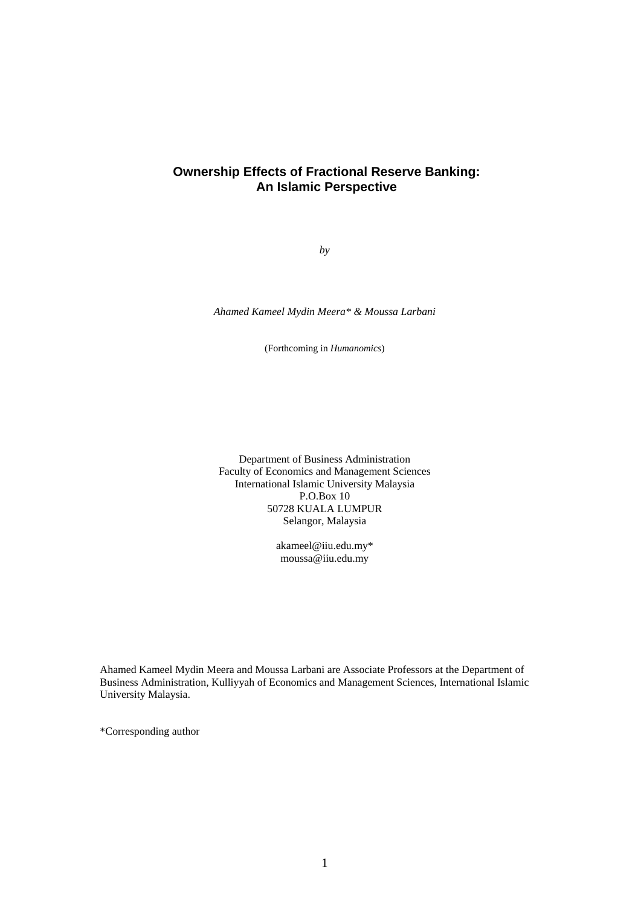# Ownership Effects of Fractional Reserve Banking: An Islamic Perspective

*by*

*Ahamed Kameel Mydin Meera\* & Moussa Larbani*

(Forthcoming in *Humanomics*)

Department of Business Administration
Faculty of Economics and Management Sciences
International Islamic University Malaysia
P.O.Box 10
50728 KUALA LUMPUR
Selangor, Malaysia

akameel@iiu.edu.my*
moussa@iiu.edu.my

Ahamed Kameel Mydin Meera and Moussa Larbani are Associate Professors at the Department of Business Administration, Kulliyyah of Economics and Management Sciences, International Islamic University Malaysia.

*Corresponding author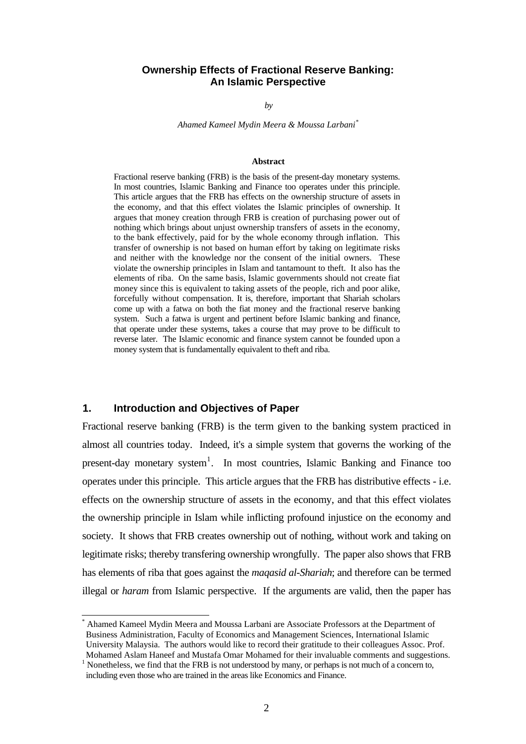# Ownership Effects of Fractional Reserve Banking: An Islamic Perspective

*by*

*Ahamed Kameel Mydin Meera & Moussa Larbani*[*]

**Abstract**

Fractional reserve banking (FRB) is the basis of the present-day monetary systems. In most countries, Islamic Banking and Finance too operates under this principle. This article argues that the FRB has effects on the ownership structure of assets in the economy, and that this effect violates the Islamic principles of ownership. It argues that money creation through FRB is creation of purchasing power out of nothing which brings about unjust ownership transfers of assets in the economy, to the bank effectively, paid for by the whole economy through inflation. This transfer of ownership is not based on human effort by taking on legitimate risks and neither with the knowledge nor the consent of the initial owners. These violate the ownership principles in Islam and tantamount to theft. It also has the elements of riba. On the same basis, Islamic governments should not create fiat money since this is equivalent to taking assets of the people, rich and poor alike, forcefully without compensation. It is, therefore, important that Shariah scholars come up with a fatwa on both the fiat money and the fractional reserve banking system. Such a fatwa is urgent and pertinent before Islamic banking and finance, that operate under these systems, takes a course that may prove to be difficult to reverse later. The Islamic economic and finance system cannot be founded upon a money system that is fundamentally equivalent to theft and riba.

## 1. Introduction and Objectives of Paper

Fractional reserve banking (FRB) is the term given to the banking system practiced in almost all countries today. Indeed, it's a simple system that governs the working of the present-day monetary system[1]. In most countries, Islamic Banking and Finance too operates under this principle. This article argues that the FRB has distributive effects - i.e. effects on the ownership structure of assets in the economy, and that this effect violates the ownership principle in Islam while inflicting profound injustice on the economy and society. It shows that FRB creates ownership out of nothing, without work and taking on legitimate risks; thereby transfering ownership wrongfully. The paper also shows that FRB has elements of riba that goes against the *maqasid al-Shariah*; and therefore can be termed illegal or *haram* from Islamic perspective. If the arguments are valid, then the paper has

---

[*] Ahamed Kameel Mydin Meera and Moussa Larbani are Associate Professors at the Department of Business Administration, Faculty of Economics and Management Sciences, International Islamic University Malaysia. The authors would like to record their gratitude to their colleagues Assoc. Prof. Mohamed Aslam Haneef and Mustafa Omar Mohamed for their invaluable comments and suggestions.

[1] Nonetheless, we find that the FRB is not understood by many, or perhaps is not much of a concern to, including even those who are trained in the areas like Economics and Finance.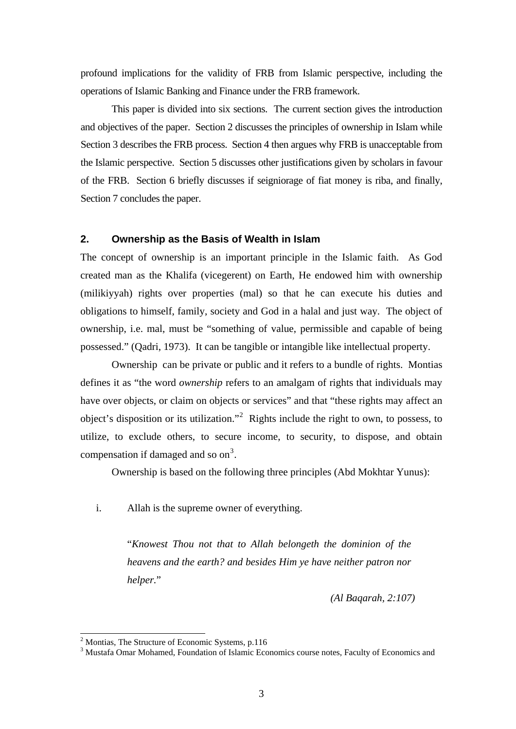profound implications for the validity of FRB from Islamic perspective, including the operations of Islamic Banking and Finance under the FRB framework.

This paper is divided into six sections. The current section gives the introduction and objectives of the paper. Section 2 discusses the principles of ownership in Islam while Section 3 describes the FRB process. Section 4 then argues why FRB is unacceptable from the Islamic perspective. Section 5 discusses other justifications given by scholars in favour of the FRB. Section 6 briefly discusses if seigniorage of fiat money is riba, and finally, Section 7 concludes the paper.

## 2. Ownership as the Basis of Wealth in Islam

The concept of ownership is an important principle in the Islamic faith. As God created man as the Khalifa (vicegerent) on Earth, He endowed him with ownership (milikiyyah) rights over properties (mal) so that he can execute his duties and obligations to himself, family, society and God in a halal and just way. The object of ownership, i.e. mal, must be "something of value, permissible and capable of being possessed." (Qadri, 1973). It can be tangible or intangible like intellectual property.

Ownership can be private or public and it refers to a bundle of rights. Montias defines it as "the word *ownership* refers to an amalgam of rights that individuals may have over objects, or claim on objects or services" and that "these rights may affect an object's disposition or its utilization."[2] Rights include the right to own, to possess, to utilize, to exclude others, to secure income, to security, to dispose, and obtain compensation if damaged and so on[3].

Ownership is based on the following three principles (Abd Mokhtar Yunus):

i. Allah is the supreme owner of everything.

> "*Knowest Thou not that to Allah belongeth the dominion of the heavens and the earth? and besides Him ye have neither patron nor helper.*"
>
> *(Al Baqarah, 2:107)*

---

[2] Montias, The Structure of Economic Systems, p.116

[3] Mustafa Omar Mohamed, Foundation of Islamic Economics course notes, Faculty of Economics and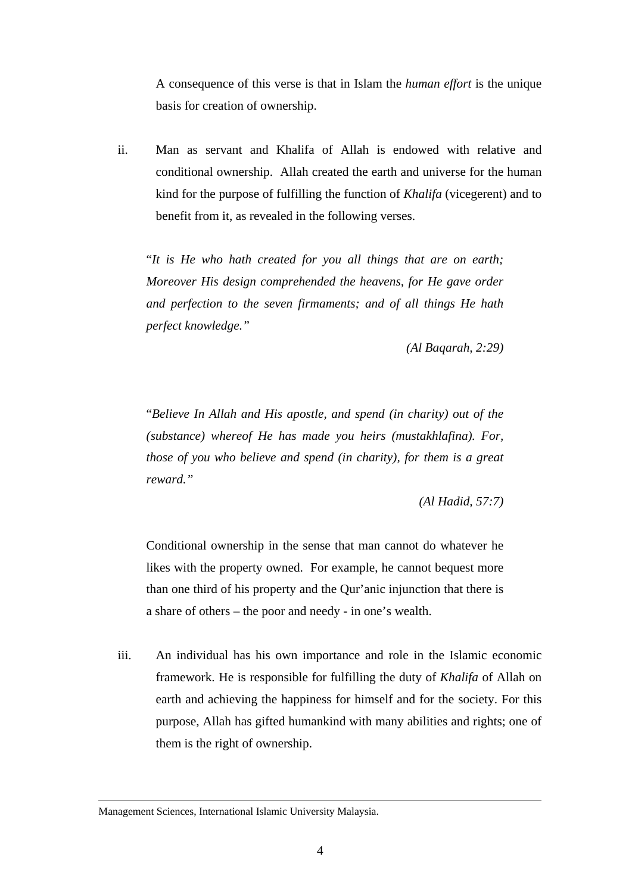A consequence of this verse is that in Islam the *human effort* is the unique basis for creation of ownership.

ii. Man as servant and Khalifa of Allah is endowed with relative and conditional ownership. Allah created the earth and universe for the human kind for the purpose of fulfilling the function of *Khalifa* (vicegerent) and to benefit from it, as revealed in the following verses.

> "*It is He who hath created for you all things that are on earth; Moreover His design comprehended the heavens, for He gave order and perfection to the seven firmaments; and of all things He hath perfect knowledge."*
>
> *(Al Baqarah, 2:29)*

> "*Believe In Allah and His apostle, and spend (in charity) out of the (substance) whereof He has made you heirs (mustakhlafina). For, those of you who believe and spend (in charity), for them is a great reward."*
>
> *(Al Hadid, 57:7)*

Conditional ownership in the sense that man cannot do whatever he likes with the property owned. For example, he cannot bequest more than one third of his property and the Qur'anic injunction that there is a share of others – the poor and needy - in one's wealth.

iii. An individual has his own importance and role in the Islamic economic framework. He is responsible for fulfilling the duty of *Khalifa* of Allah on earth and achieving the happiness for himself and for the society. For this purpose, Allah has gifted humankind with many abilities and rights; one of them is the right of ownership.

---

Management Sciences, International Islamic University Malaysia.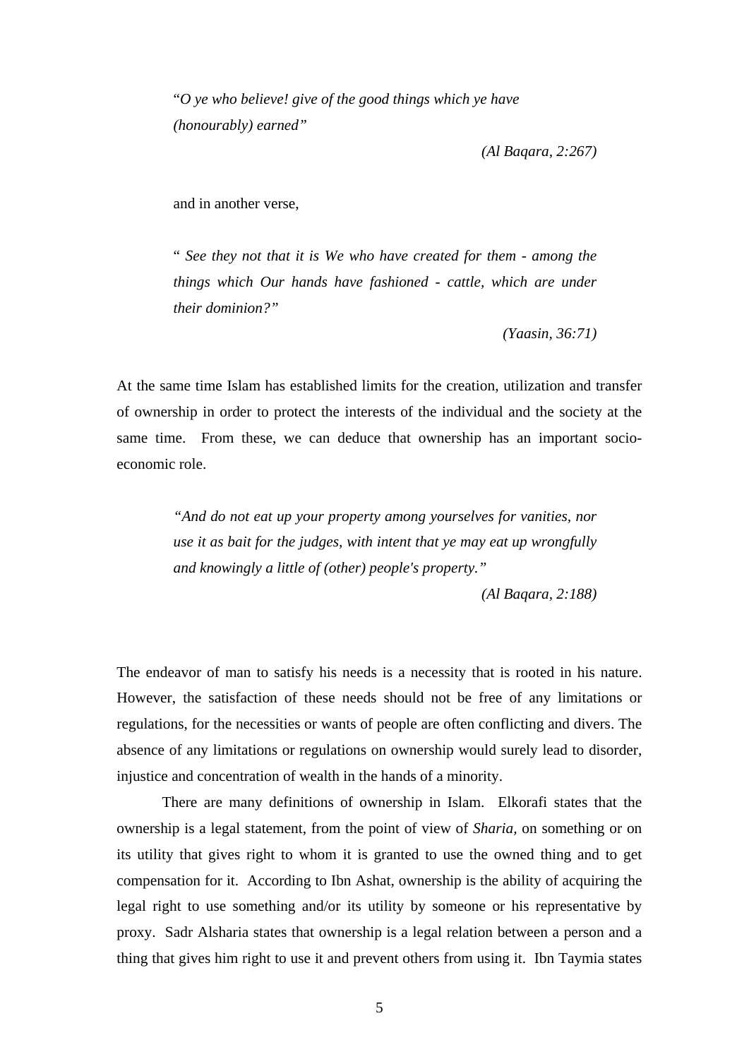> "*O ye who believe! give of the good things which ye have (honourably) earned"*
>
> *(Al Baqara, 2:267)*

and in another verse,

> " *See they not that it is We who have created for them - among the things which Our hands have fashioned - cattle, which are under their dominion?"*
>
> *(Yaasin, 36:71)*

At the same time Islam has established limits for the creation, utilization and transfer of ownership in order to protect the interests of the individual and the society at the same time. From these, we can deduce that ownership has an important socio-economic role.

> *"And do not eat up your property among yourselves for vanities, nor use it as bait for the judges, with intent that ye may eat up wrongfully and knowingly a little of (other) people's property."*
>
> *(Al Baqara, 2:188)*

The endeavor of man to satisfy his needs is a necessity that is rooted in his nature. However, the satisfaction of these needs should not be free of any limitations or regulations, for the necessities or wants of people are often conflicting and divers. The absence of any limitations or regulations on ownership would surely lead to disorder, injustice and concentration of wealth in the hands of a minority.

There are many definitions of ownership in Islam. Elkorafi states that the ownership is a legal statement, from the point of view of *Sharia*, on something or on its utility that gives right to whom it is granted to use the owned thing and to get compensation for it. According to Ibn Ashat, ownership is the ability of acquiring the legal right to use something and/or its utility by someone or his representative by proxy. Sadr Alsharia states that ownership is a legal relation between a person and a thing that gives him right to use it and prevent others from using it. Ibn Taymia states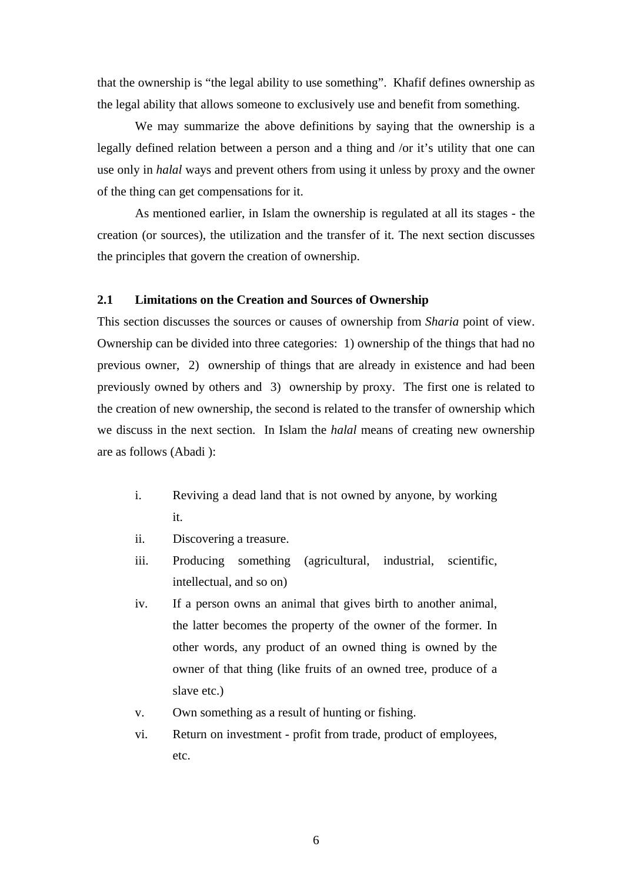that the ownership is “the legal ability to use something”. Khafif defines ownership as the legal ability that allows someone to exclusively use and benefit from something.

We may summarize the above definitions by saying that the ownership is a legally defined relation between a person and a thing and /or it’s utility that one can use only in *halal* ways and prevent others from using it unless by proxy and the owner of the thing can get compensations for it.

As mentioned earlier, in Islam the ownership is regulated at all its stages - the creation (or sources), the utilization and the transfer of it. The next section discusses the principles that govern the creation of ownership.

## 2.1 Limitations on the Creation and Sources of Ownership

This section discusses the sources or causes of ownership from *Sharia* point of view. Ownership can be divided into three categories: 1) ownership of the things that had no previous owner, 2) ownership of things that are already in existence and had been previously owned by others and 3) ownership by proxy. The first one is related to the creation of new ownership, the second is related to the transfer of ownership which we discuss in the next section. In Islam the *halal* means of creating new ownership are as follows (Abadi ):

i. Reviving a dead land that is not owned by anyone, by working it.

ii. Discovering a treasure.

iii. Producing something (agricultural, industrial, scientific, intellectual, and so on)

iv. If a person owns an animal that gives birth to another animal, the latter becomes the property of the owner of the former. In other words, any product of an owned thing is owned by the owner of that thing (like fruits of an owned tree, produce of a slave etc.)

v. Own something as a result of hunting or fishing.

vi. Return on investment - profit from trade, product of employees, etc.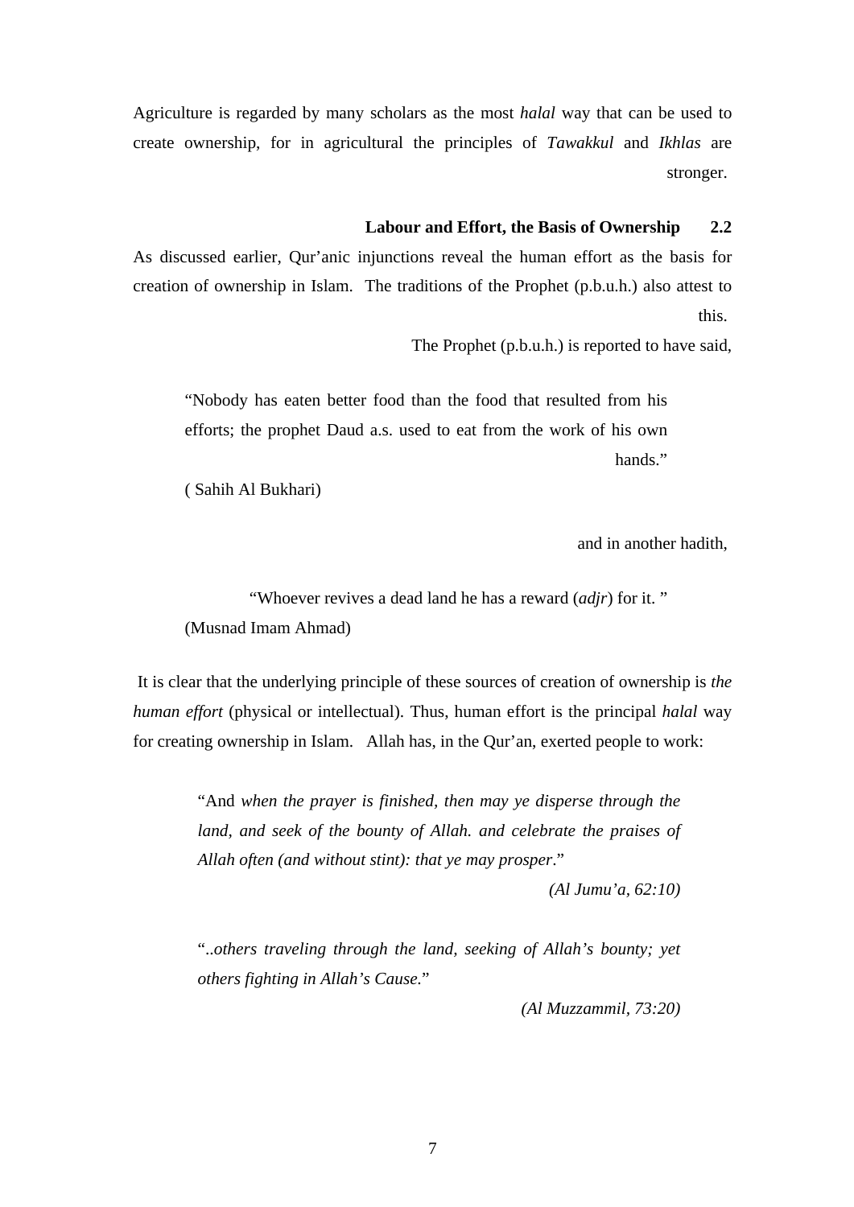Agriculture is regarded by many scholars as the most *halal* way that can be used to create ownership, for in agricultural the principles of *Tawakkul* and *Ikhlas* are stronger.

### 2.2 Labour and Effort, the Basis of Ownership

As discussed earlier, Qur'anic injunctions reveal the human effort as the basis for creation of ownership in Islam. The traditions of the Prophet (p.b.u.h.) also attest to this.

The Prophet (p.b.u.h.) is reported to have said,

> "Nobody has eaten better food than the food that resulted from his efforts; the prophet Daud a.s. used to eat from the work of his own hands."
>
> ( Sahih Al Bukhari)

and in another hadith,

> "Whoever revives a dead land he has a reward (*adjr*) for it. "
>
> (Musnad Imam Ahmad)

It is clear that the underlying principle of these sources of creation of ownership is *the human effort* (physical or intellectual). Thus, human effort is the principal *halal* way for creating ownership in Islam. Allah has, in the Qur'an, exerted people to work:

> "And *when the prayer is finished, then may ye disperse through the land, and seek of the bounty of Allah. and celebrate the praises of Allah often (and without stint): that ye may prosper*."
>
> *(Al Jumu'a, 62:10)*

> "*..others traveling through the land, seeking of Allah's bounty; yet others fighting in Allah's Cause.*"
>
> *(Al Muzzammil, 73:20)*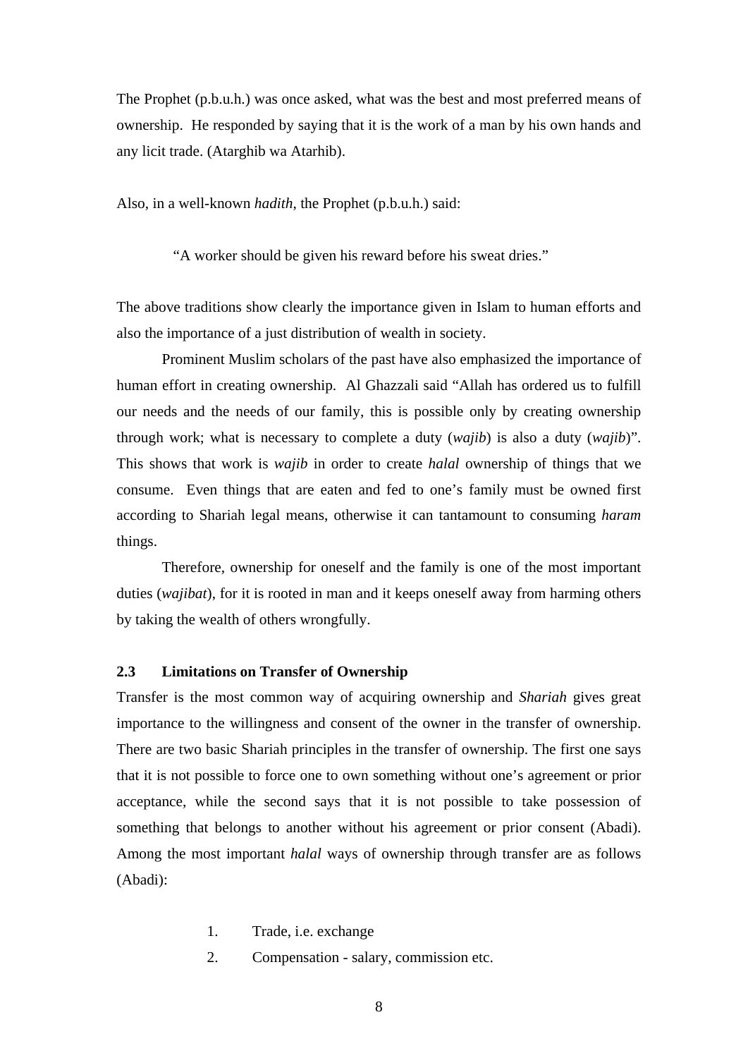The Prophet (p.b.u.h.) was once asked, what was the best and most preferred means of ownership. He responded by saying that it is the work of a man by his own hands and any licit trade. (Atarghib wa Atarhib).

Also, in a well-known *hadith*, the Prophet (p.b.u.h.) said:

> "A worker should be given his reward before his sweat dries."

The above traditions show clearly the importance given in Islam to human efforts and also the importance of a just distribution of wealth in society.

Prominent Muslim scholars of the past have also emphasized the importance of human effort in creating ownership. Al Ghazzali said "Allah has ordered us to fulfill our needs and the needs of our family, this is possible only by creating ownership through work; what is necessary to complete a duty (*wajib*) is also a duty (*wajib*)". This shows that work is *wajib* in order to create *halal* ownership of things that we consume. Even things that are eaten and fed to one's family must be owned first according to Shariah legal means, otherwise it can tantamount to consuming *haram* things.

Therefore, ownership for oneself and the family is one of the most important duties (*wajibat*), for it is rooted in man and it keeps oneself away from harming others by taking the wealth of others wrongfully.

### 2.3 Limitations on Transfer of Ownership

Transfer is the most common way of acquiring ownership and *Shariah* gives great importance to the willingness and consent of the owner in the transfer of ownership. There are two basic Shariah principles in the transfer of ownership. The first one says that it is not possible to force one to own something without one's agreement or prior acceptance, while the second says that it is not possible to take possession of something that belongs to another without his agreement or prior consent (Abadi). Among the most important *halal* ways of ownership through transfer are as follows (Abadi):

1. Trade, i.e. exchange
2. Compensation - salary, commission etc.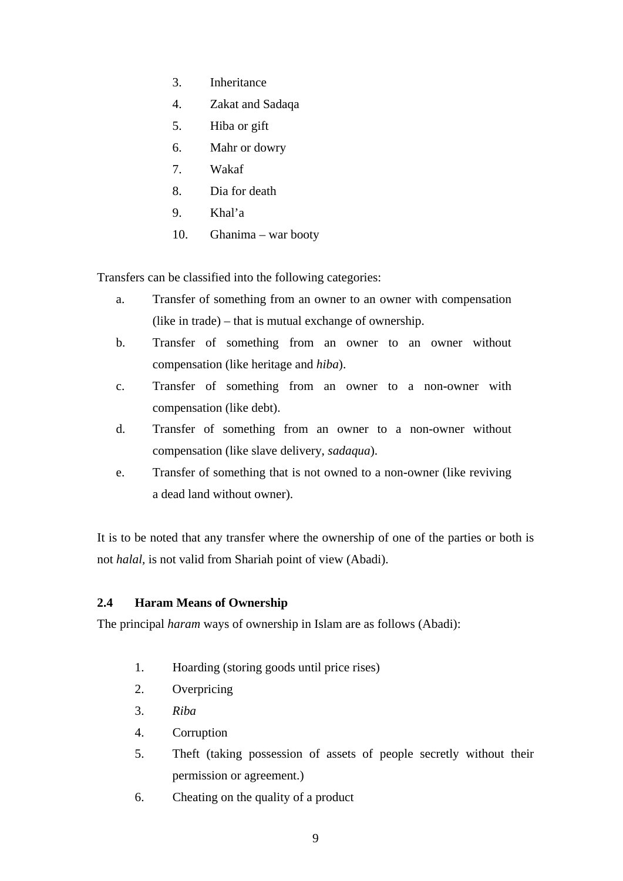3. Inheritance
4. Zakat and Sadaqa
5. Hiba or gift
6. Mahr or dowry
7. Wakaf
8. Dia for death
9. Khal'a
10. Ghanima – war booty

Transfers can be classified into the following categories:

a. Transfer of something from an owner to an owner with compensation (like in trade) – that is mutual exchange of ownership.
b. Transfer of something from an owner to an owner without compensation (like heritage and *hiba*).
c. Transfer of something from an owner to a non-owner with compensation (like debt).
d. Transfer of something from an owner to a non-owner without compensation (like slave delivery, *sadaqua*).
e. Transfer of something that is not owned to a non-owner (like reviving a dead land without owner).

It is to be noted that any transfer where the ownership of one of the parties or both is not *halal*, is not valid from Shariah point of view (Abadi).

### 2.4 Haram Means of Ownership

The principal *haram* ways of ownership in Islam are as follows (Abadi):

1. Hoarding (storing goods until price rises)
2. Overpricing
3. *Riba*
4. Corruption
5. Theft (taking possession of assets of people secretly without their permission or agreement.)
6. Cheating on the quality of a product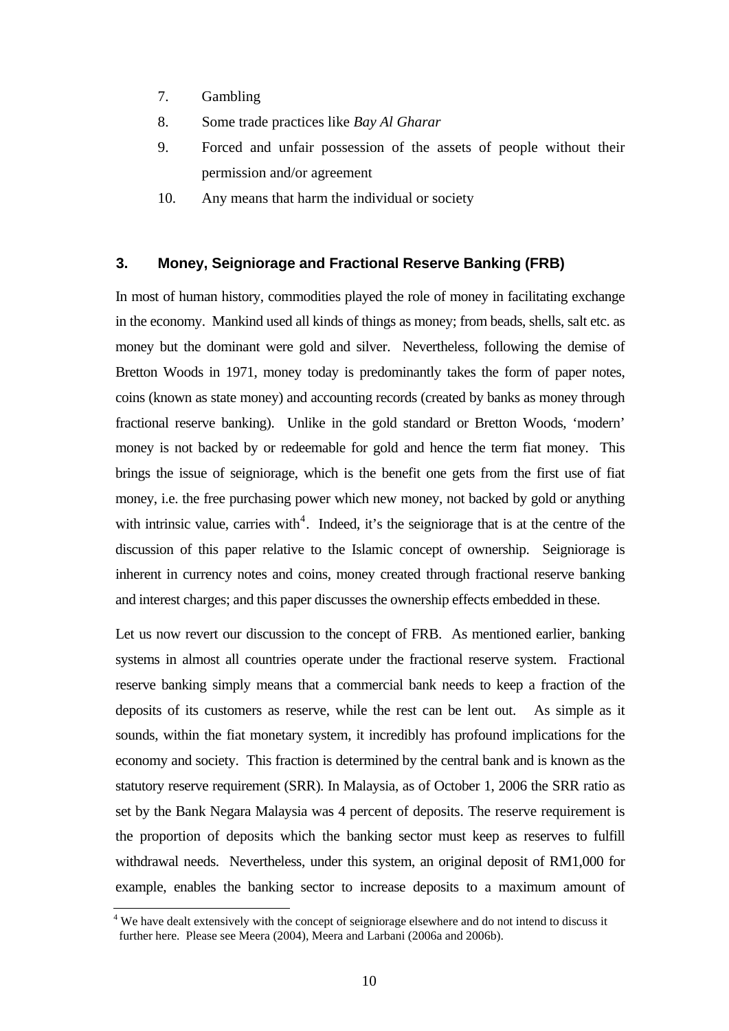7. Gambling
8. Some trade practices like *Bay Al Gharar*
9. Forced and unfair possession of the assets of people without their permission and/or agreement
10. Any means that harm the individual or society

## 3. Money, Seigniorage and Fractional Reserve Banking (FRB)

In most of human history, commodities played the role of money in facilitating exchange in the economy. Mankind used all kinds of things as money; from beads, shells, salt etc. as money but the dominant were gold and silver. Nevertheless, following the demise of Bretton Woods in 1971, money today is predominantly takes the form of paper notes, coins (known as state money) and accounting records (created by banks as money through fractional reserve banking). Unlike in the gold standard or Bretton Woods, 'modern' money is not backed by or redeemable for gold and hence the term fiat money. This brings the issue of seigniorage, which is the benefit one gets from the first use of fiat money, i.e. the free purchasing power which new money, not backed by gold or anything with intrinsic value, carries with[4]. Indeed, it's the seigniorage that is at the centre of the discussion of this paper relative to the Islamic concept of ownership. Seigniorage is inherent in currency notes and coins, money created through fractional reserve banking and interest charges; and this paper discusses the ownership effects embedded in these.

Let us now revert our discussion to the concept of FRB. As mentioned earlier, banking systems in almost all countries operate under the fractional reserve system. Fractional reserve banking simply means that a commercial bank needs to keep a fraction of the deposits of its customers as reserve, while the rest can be lent out. As simple as it sounds, within the fiat monetary system, it incredibly has profound implications for the economy and society. This fraction is determined by the central bank and is known as the statutory reserve requirement (SRR). In Malaysia, as of October 1, 2006 the SRR ratio as set by the Bank Negara Malaysia was 4 percent of deposits. The reserve requirement is the proportion of deposits which the banking sector must keep as reserves to fulfill withdrawal needs. Nevertheless, under this system, an original deposit of RM1,000 for example, enables the banking sector to increase deposits to a maximum amount of

---

[4] We have dealt extensively with the concept of seigniorage elsewhere and do not intend to discuss it further here. Please see Meera (2004), Meera and Larbani (2006a and 2006b).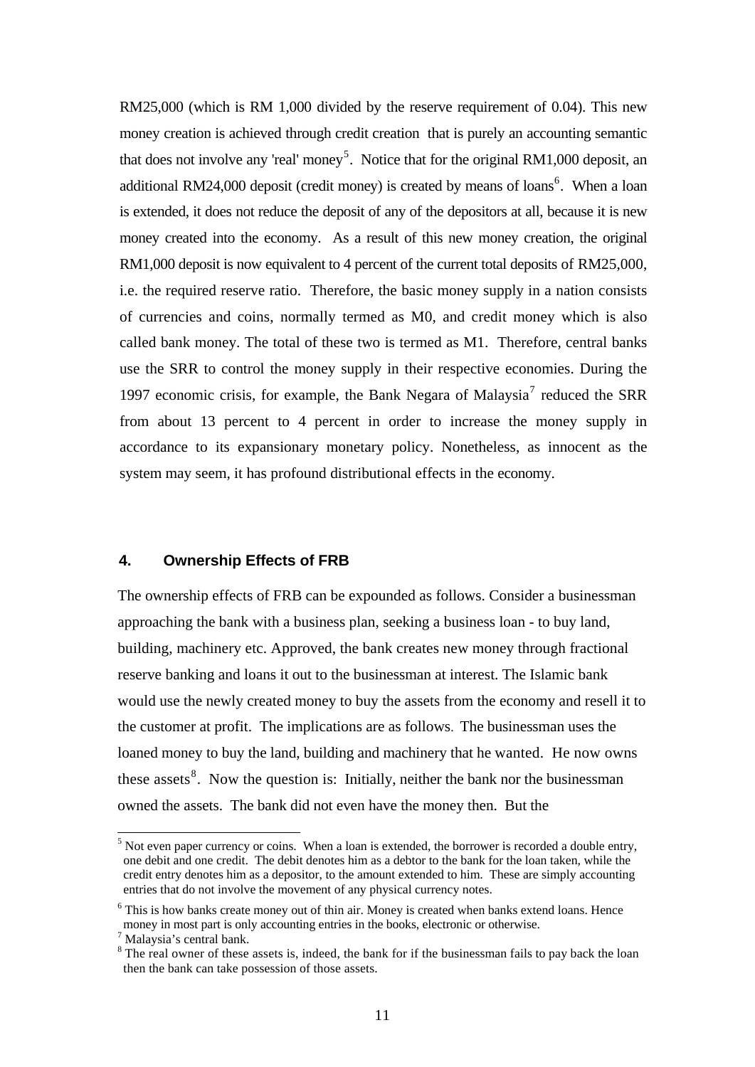RM25,000 (which is RM 1,000 divided by the reserve requirement of 0.04). This new money creation is achieved through credit creation that is purely an accounting semantic that does not involve any 'real' money[5]. Notice that for the original RM1,000 deposit, an additional RM24,000 deposit (credit money) is created by means of loans[6]. When a loan is extended, it does not reduce the deposit of any of the depositors at all, because it is new money created into the economy. As a result of this new money creation, the original RM1,000 deposit is now equivalent to 4 percent of the current total deposits of RM25,000, i.e. the required reserve ratio. Therefore, the basic money supply in a nation consists of currencies and coins, normally termed as M0, and credit money which is also called bank money. The total of these two is termed as M1. Therefore, central banks use the SRR to control the money supply in their respective economies. During the 1997 economic crisis, for example, the Bank Negara of Malaysia[7] reduced the SRR from about 13 percent to 4 percent in order to increase the money supply in accordance to its expansionary monetary policy. Nonetheless, as innocent as the system may seem, it has profound distributional effects in the economy.

## 4. Ownership Effects of FRB

The ownership effects of FRB can be expounded as follows. Consider a businessman approaching the bank with a business plan, seeking a business loan - to buy land, building, machinery etc. Approved, the bank creates new money through fractional reserve banking and loans it out to the businessman at interest. The Islamic bank would use the newly created money to buy the assets from the economy and resell it to the customer at profit. The implications are as follows. The businessman uses the loaned money to buy the land, building and machinery that he wanted. He now owns these assets[8]. Now the question is: Initially, neither the bank nor the businessman owned the assets. The bank did not even have the money then. But the

---

[5] Not even paper currency or coins. When a loan is extended, the borrower is recorded a double entry, one debit and one credit. The debit denotes him as a debtor to the bank for the loan taken, while the credit entry denotes him as a depositor, to the amount extended to him. These are simply accounting entries that do not involve the movement of any physical currency notes.

[6] This is how banks create money out of thin air. Money is created when banks extend loans. Hence money in most part is only accounting entries in the books, electronic or otherwise.

[7] Malaysia's central bank.

[8] The real owner of these assets is, indeed, the bank for if the businessman fails to pay back the loan then the bank can take possession of those assets.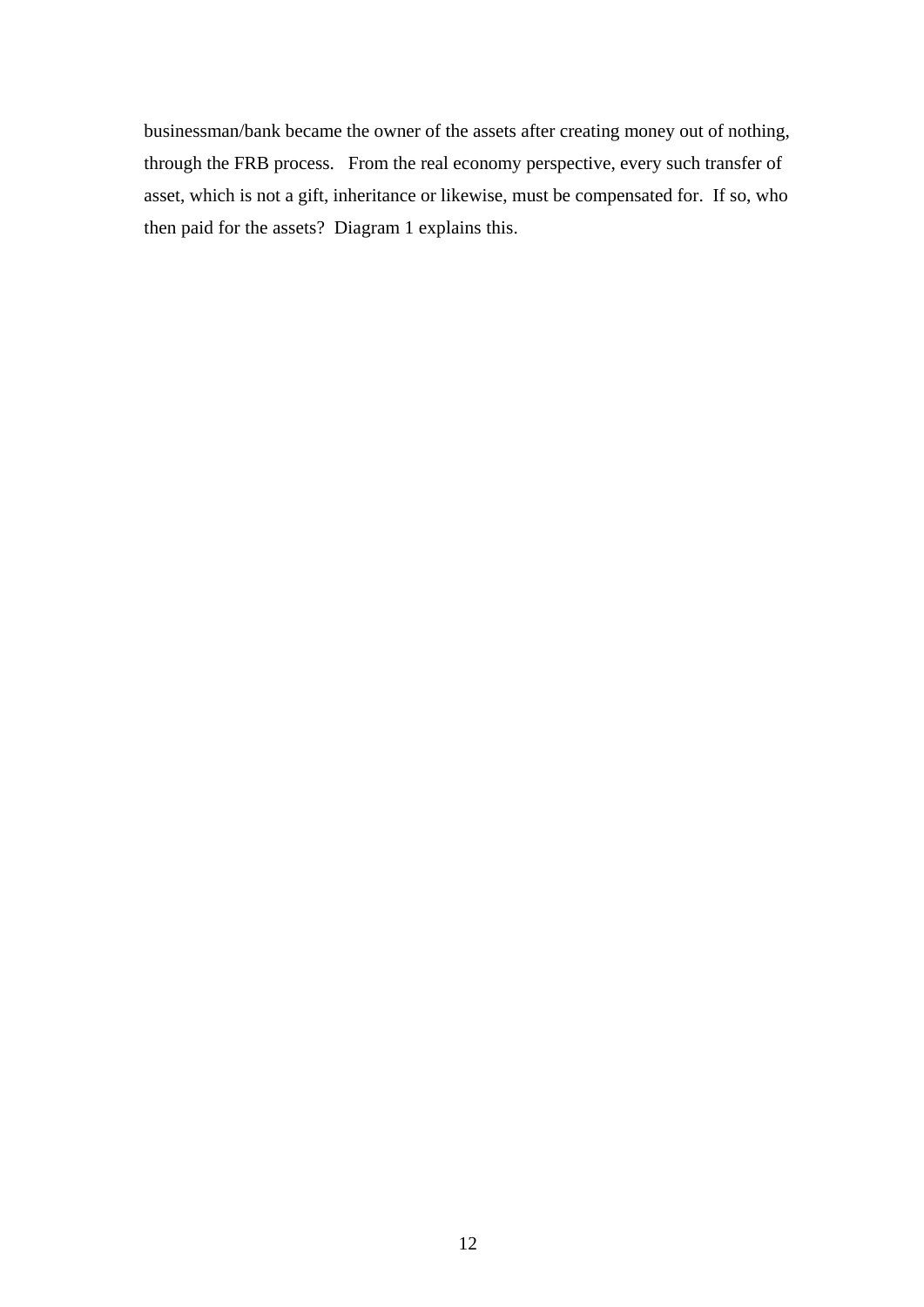businessman/bank became the owner of the assets after creating money out of nothing, through the FRB process. From the real economy perspective, every such transfer of asset, which is not a gift, inheritance or likewise, must be compensated for. If so, who then paid for the assets? Diagram 1 explains this.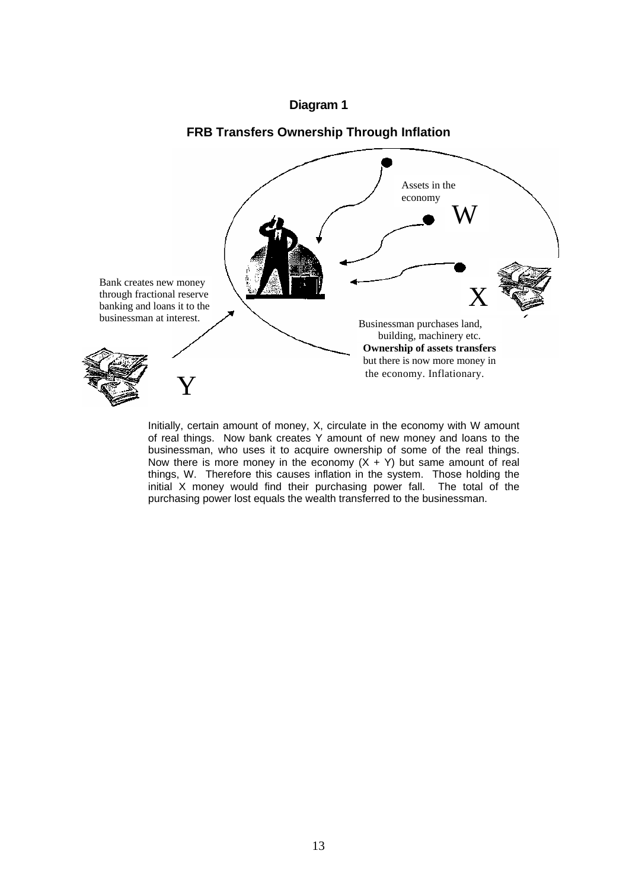**Diagram 1**

**FRB Transfers Ownership Through Inflation**

Assets in the economy

W

Bank creates new money through fractional reserve banking and loans it to the businessman at interest.

X

Businessman purchases land, building, machinery etc. **Ownership of assets transfers** but there is now more money in the economy. Inflationary.

Y

Initially, certain amount of money, X, circulate in the economy with W amount of real things. Now bank creates Y amount of new money and loans to the businessman, who uses it to acquire ownership of some of the real things. Now there is more money in the economy (X + Y) but same amount of real things, W. Therefore this causes inflation in the system. Those holding the initial X money would find their purchasing power fall. The total of the purchasing power lost equals the wealth transferred to the businessman.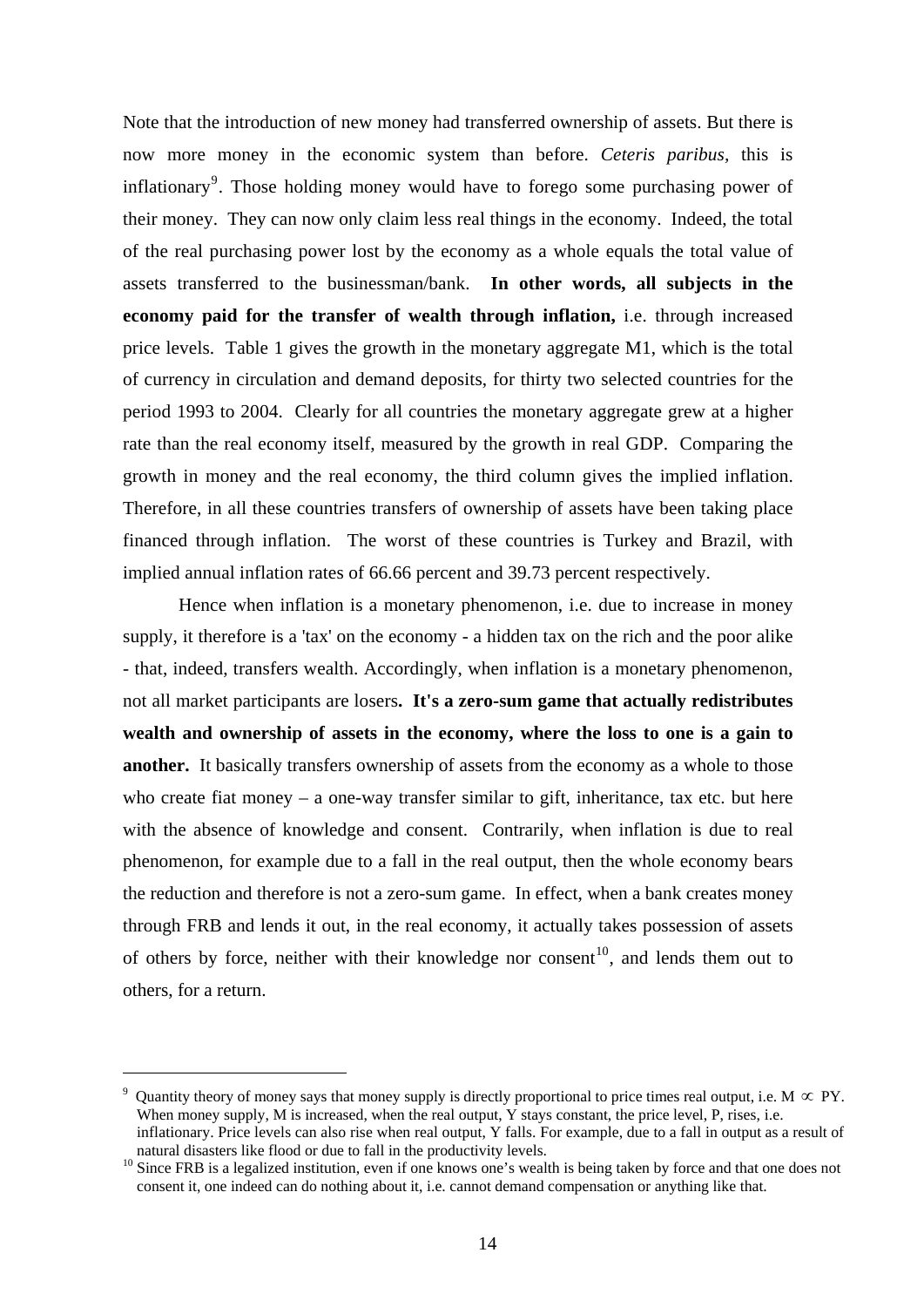Note that the introduction of new money had transferred ownership of assets. But there is now more money in the economic system than before. *Ceteris paribus*, this is inflationary[9]. Those holding money would have to forego some purchasing power of their money. They can now only claim less real things in the economy. Indeed, the total of the real purchasing power lost by the economy as a whole equals the total value of assets transferred to the businessman/bank. **In other words, all subjects in the economy paid for the transfer of wealth through inflation,** i.e. through increased price levels. Table 1 gives the growth in the monetary aggregate M1, which is the total of currency in circulation and demand deposits, for thirty two selected countries for the period 1993 to 2004. Clearly for all countries the monetary aggregate grew at a higher rate than the real economy itself, measured by the growth in real GDP. Comparing the growth in money and the real economy, the third column gives the implied inflation. Therefore, in all these countries transfers of ownership of assets have been taking place financed through inflation. The worst of these countries is Turkey and Brazil, with implied annual inflation rates of 66.66 percent and 39.73 percent respectively.

Hence when inflation is a monetary phenomenon, i.e. due to increase in money supply, it therefore is a 'tax' on the economy - a hidden tax on the rich and the poor alike - that, indeed, transfers wealth. Accordingly, when inflation is a monetary phenomenon, not all market participants are losers**. It's a zero-sum game that actually redistributes wealth and ownership of assets in the economy, where the loss to one is a gain to another.** It basically transfers ownership of assets from the economy as a whole to those who create fiat money – a one-way transfer similar to gift, inheritance, tax etc. but here with the absence of knowledge and consent. Contrarily, when inflation is due to real phenomenon, for example due to a fall in the real output, then the whole economy bears the reduction and therefore is not a zero-sum game. In effect, when a bank creates money through FRB and lends it out, in the real economy, it actually takes possession of assets of others by force, neither with their knowledge nor consent[10], and lends them out to others, for a return.

---

[9] Quantity theory of money says that money supply is directly proportional to price times real output, i.e. $M \propto PY$. When money supply, M is increased, when the real output, Y stays constant, the price level, P, rises, i.e. inflationary. Price levels can also rise when real output, Y falls. For example, due to a fall in output as a result of natural disasters like flood or due to fall in the productivity levels.

[10] Since FRB is a legalized institution, even if one knows one's wealth is being taken by force and that one does not consent it, one indeed can do nothing about it, i.e. cannot demand compensation or anything like that.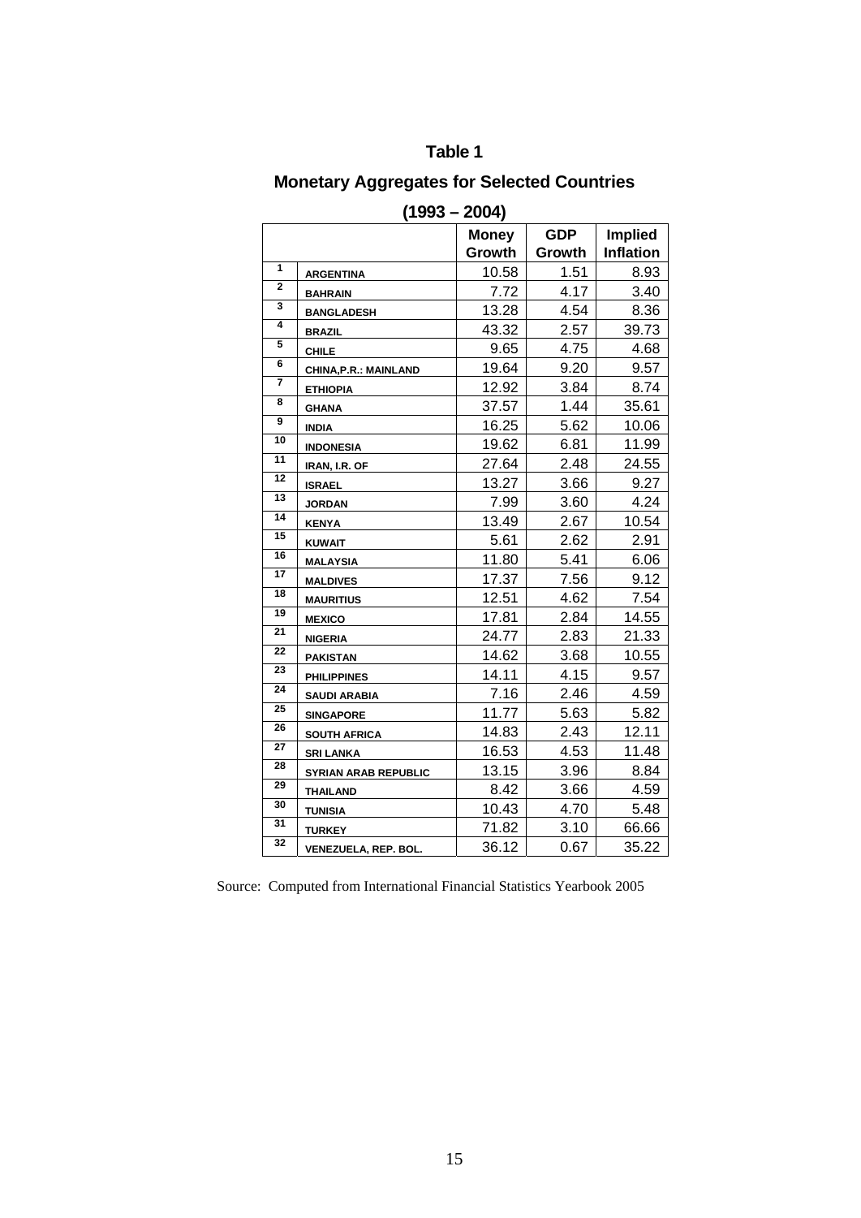**Table 1**

**Monetary Aggregates for Selected Countries**

**(1993 – 2004)**

| | | Money Growth | GDP Growth | Implied Inflation |
|---|---|---|---|---|
| 1 | ARGENTINA | 10.58 | 1.51 | 8.93 |
| 2 | BAHRAIN | 7.72 | 4.17 | 3.40 |
| 3 | BANGLADESH | 13.28 | 4.54 | 8.36 |
| 4 | BRAZIL | 43.32 | 2.57 | 39.73 |
| 5 | CHILE | 9.65 | 4.75 | 4.68 |
| 6 | CHINA,P.R.: MAINLAND | 19.64 | 9.20 | 9.57 |
| 7 | ETHIOPIA | 12.92 | 3.84 | 8.74 |
| 8 | GHANA | 37.57 | 1.44 | 35.61 |
| 9 | INDIA | 16.25 | 5.62 | 10.06 |
| 10 | INDONESIA | 19.62 | 6.81 | 11.99 |
| 11 | IRAN, I.R. OF | 27.64 | 2.48 | 24.55 |
| 12 | ISRAEL | 13.27 | 3.66 | 9.27 |
| 13 | JORDAN | 7.99 | 3.60 | 4.24 |
| 14 | KENYA | 13.49 | 2.67 | 10.54 |
| 15 | KUWAIT | 5.61 | 2.62 | 2.91 |
| 16 | MALAYSIA | 11.80 | 5.41 | 6.06 |
| 17 | MALDIVES | 17.37 | 7.56 | 9.12 |
| 18 | MAURITIUS | 12.51 | 4.62 | 7.54 |
| 19 | MEXICO | 17.81 | 2.84 | 14.55 |
| 21 | NIGERIA | 24.77 | 2.83 | 21.33 |
| 22 | PAKISTAN | 14.62 | 3.68 | 10.55 |
| 23 | PHILIPPINES | 14.11 | 4.15 | 9.57 |
| 24 | SAUDI ARABIA | 7.16 | 2.46 | 4.59 |
| 25 | SINGAPORE | 11.77 | 5.63 | 5.82 |
| 26 | SOUTH AFRICA | 14.83 | 2.43 | 12.11 |
| 27 | SRI LANKA | 16.53 | 4.53 | 11.48 |
| 28 | SYRIAN ARAB REPUBLIC | 13.15 | 3.96 | 8.84 |
| 29 | THAILAND | 8.42 | 3.66 | 4.59 |
| 30 | TUNISIA | 10.43 | 4.70 | 5.48 |
| 31 | TURKEY | 71.82 | 3.10 | 66.66 |
| 32 | VENEZUELA, REP. BOL. | 36.12 | 0.67 | 35.22 |

Source: Computed from International Financial Statistics Yearbook 2005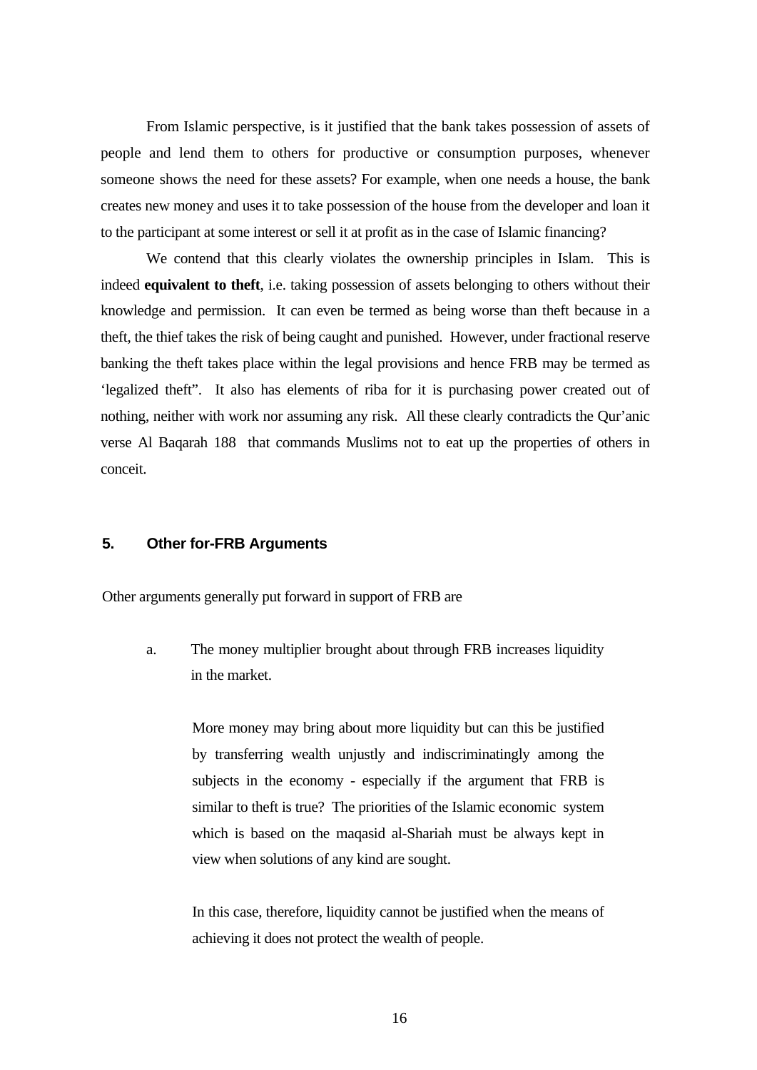From Islamic perspective, is it justified that the bank takes possession of assets of people and lend them to others for productive or consumption purposes, whenever someone shows the need for these assets? For example, when one needs a house, the bank creates new money and uses it to take possession of the house from the developer and loan it to the participant at some interest or sell it at profit as in the case of Islamic financing?

We contend that this clearly violates the ownership principles in Islam. This is indeed **equivalent to theft**, i.e. taking possession of assets belonging to others without their knowledge and permission. It can even be termed as being worse than theft because in a theft, the thief takes the risk of being caught and punished. However, under fractional reserve banking the theft takes place within the legal provisions and hence FRB may be termed as 'legalized theft". It also has elements of riba for it is purchasing power created out of nothing, neither with work nor assuming any risk. All these clearly contradicts the Qur'anic verse Al Baqarah 188 that commands Muslims not to eat up the properties of others in conceit.

## 5. Other for-FRB Arguments

Other arguments generally put forward in support of FRB are

a. The money multiplier brought about through FRB increases liquidity in the market.

   More money may bring about more liquidity but can this be justified by transferring wealth unjustly and indiscriminatingly among the subjects in the economy - especially if the argument that FRB is similar to theft is true? The priorities of the Islamic economic system which is based on the maqasid al-Shariah must be always kept in view when solutions of any kind are sought.

   In this case, therefore, liquidity cannot be justified when the means of achieving it does not protect the wealth of people.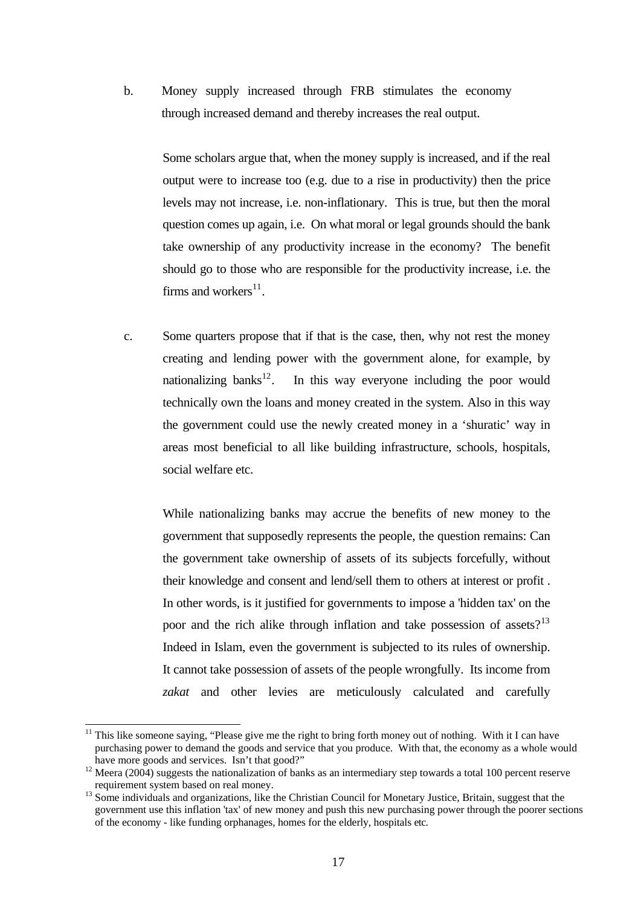b. Money supply increased through FRB stimulates the economy through increased demand and thereby increases the real output.

Some scholars argue that, when the money supply is increased, and if the real output were to increase too (e.g. due to a rise in productivity) then the price levels may not increase, i.e. non-inflationary. This is true, but then the moral question comes up again, i.e. On what moral or legal grounds should the bank take ownership of any productivity increase in the economy? The benefit should go to those who are responsible for the productivity increase, i.e. the firms and workers[11].

c. Some quarters propose that if that is the case, then, why not rest the money creating and lending power with the government alone, for example, by nationalizing banks[12]. In this way everyone including the poor would technically own the loans and money created in the system. Also in this way the government could use the newly created money in a 'shuratic' way in areas most beneficial to all like building infrastructure, schools, hospitals, social welfare etc.

While nationalizing banks may accrue the benefits of new money to the government that supposedly represents the people, the question remains: Can the government take ownership of assets of its subjects forcefully, without their knowledge and consent and lend/sell them to others at interest or profit . In other words, is it justified for governments to impose a 'hidden tax' on the poor and the rich alike through inflation and take possession of assets?[13] Indeed in Islam, even the government is subjected to its rules of ownership. It cannot take possession of assets of the people wrongfully. Its income from *zakat* and other levies are meticulously calculated and carefully

---

[11] This like someone saying, "Please give me the right to bring forth money out of nothing. With it I can have purchasing power to demand the goods and service that you produce. With that, the economy as a whole would have more goods and services. Isn't that good?"

[12] Meera (2004) suggests the nationalization of banks as an intermediary step towards a total 100 percent reserve requirement system based on real money.

[13] Some individuals and organizations, like the Christian Council for Monetary Justice, Britain, suggest that the government use this inflation 'tax' of new money and push this new purchasing power through the poorer sections of the economy - like funding orphanages, homes for the elderly, hospitals etc.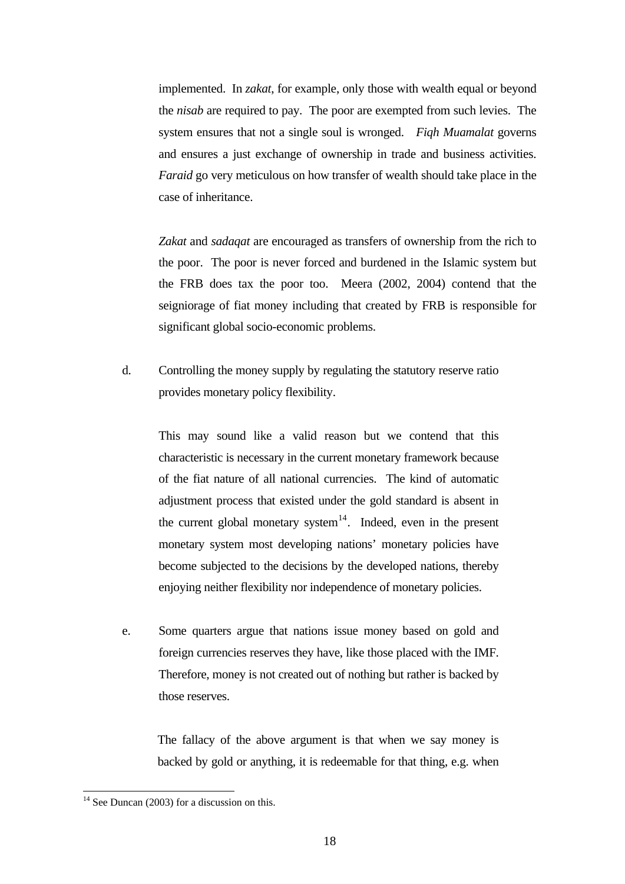implemented. In *zakat*, for example, only those with wealth equal or beyond the *nisab* are required to pay. The poor are exempted from such levies. The system ensures that not a single soul is wronged. *Fiqh Muamalat* governs and ensures a just exchange of ownership in trade and business activities. *Faraid* go very meticulous on how transfer of wealth should take place in the case of inheritance.

*Zakat* and *sadaqat* are encouraged as transfers of ownership from the rich to the poor. The poor is never forced and burdened in the Islamic system but the FRB does tax the poor too. Meera (2002, 2004) contend that the seigniorage of fiat money including that created by FRB is responsible for significant global socio-economic problems.

d. Controlling the money supply by regulating the statutory reserve ratio provides monetary policy flexibility.

   This may sound like a valid reason but we contend that this characteristic is necessary in the current monetary framework because of the fiat nature of all national currencies. The kind of automatic adjustment process that existed under the gold standard is absent in the current global monetary system[14]. Indeed, even in the present monetary system most developing nations' monetary policies have become subjected to the decisions by the developed nations, thereby enjoying neither flexibility nor independence of monetary policies.

e. Some quarters argue that nations issue money based on gold and foreign currencies reserves they have, like those placed with the IMF. Therefore, money is not created out of nothing but rather is backed by those reserves.

   The fallacy of the above argument is that when we say money is backed by gold or anything, it is redeemable for that thing, e.g. when

[14] See Duncan (2003) for a discussion on this.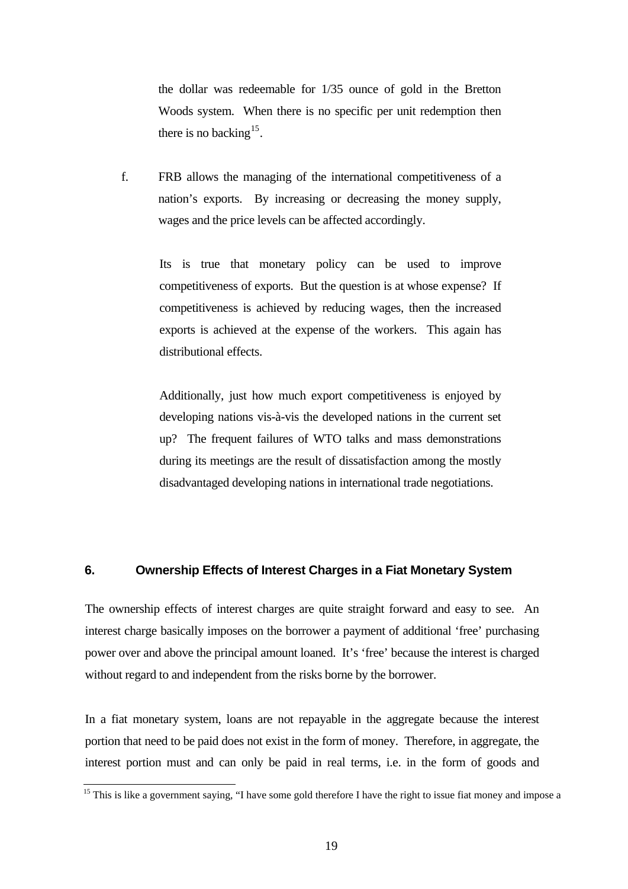the dollar was redeemable for 1/35 ounce of gold in the Bretton Woods system. When there is no specific per unit redemption then there is no backing[15].

f. FRB allows the managing of the international competitiveness of a nation's exports. By increasing or decreasing the money supply, wages and the price levels can be affected accordingly.

Its is true that monetary policy can be used to improve competitiveness of exports. But the question is at whose expense? If competitiveness is achieved by reducing wages, then the increased exports is achieved at the expense of the workers. This again has distributional effects.

Additionally, just how much export competitiveness is enjoyed by developing nations vis-à-vis the developed nations in the current set up? The frequent failures of WTO talks and mass demonstrations during its meetings are the result of dissatisfaction among the mostly disadvantaged developing nations in international trade negotiations.

## 6. Ownership Effects of Interest Charges in a Fiat Monetary System

The ownership effects of interest charges are quite straight forward and easy to see. An interest charge basically imposes on the borrower a payment of additional 'free' purchasing power over and above the principal amount loaned. It's 'free' because the interest is charged without regard to and independent from the risks borne by the borrower.

In a fiat monetary system, loans are not repayable in the aggregate because the interest portion that need to be paid does not exist in the form of money. Therefore, in aggregate, the interest portion must and can only be paid in real terms, i.e. in the form of goods and

[15] This is like a government saying, "I have some gold therefore I have the right to issue fiat money and impose a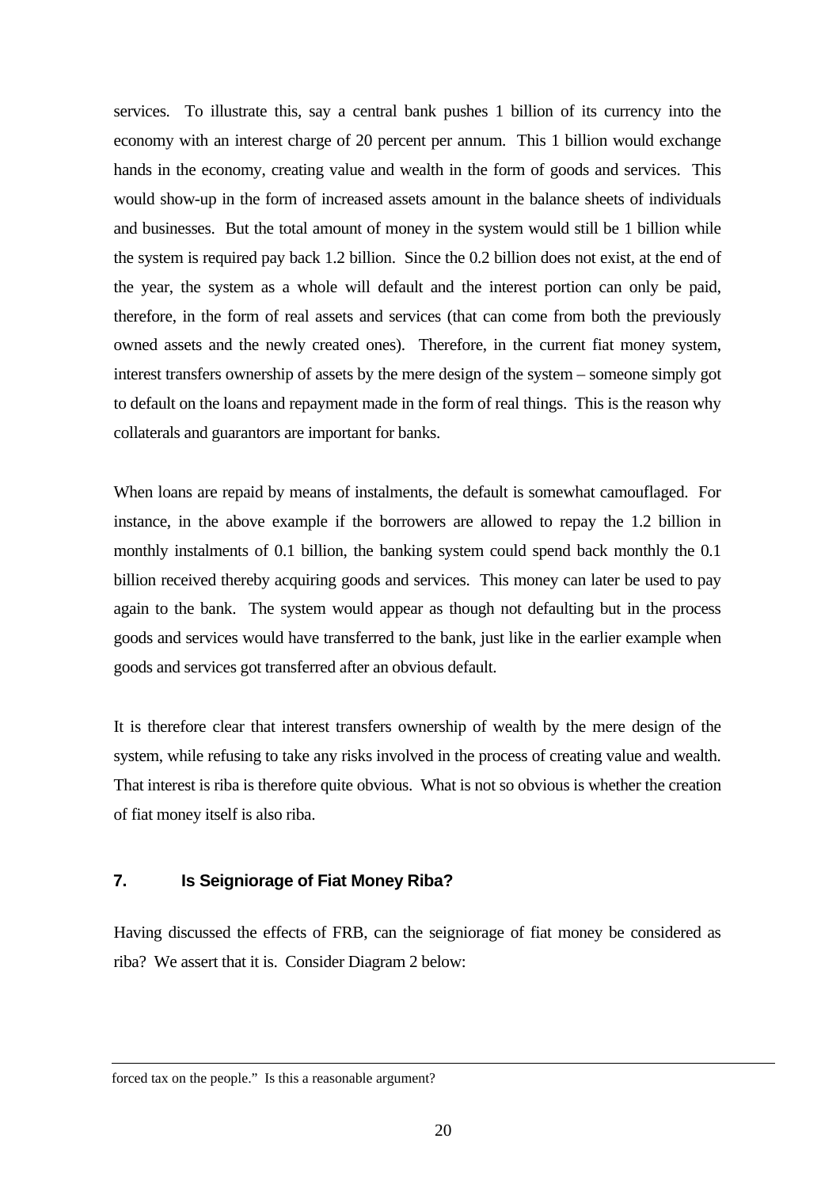services. To illustrate this, say a central bank pushes 1 billion of its currency into the economy with an interest charge of 20 percent per annum. This 1 billion would exchange hands in the economy, creating value and wealth in the form of goods and services. This would show-up in the form of increased assets amount in the balance sheets of individuals and businesses. But the total amount of money in the system would still be 1 billion while the system is required pay back 1.2 billion. Since the 0.2 billion does not exist, at the end of the year, the system as a whole will default and the interest portion can only be paid, therefore, in the form of real assets and services (that can come from both the previously owned assets and the newly created ones). Therefore, in the current fiat money system, interest transfers ownership of assets by the mere design of the system – someone simply got to default on the loans and repayment made in the form of real things. This is the reason why collaterals and guarantors are important for banks.

When loans are repaid by means of instalments, the default is somewhat camouflaged. For instance, in the above example if the borrowers are allowed to repay the 1.2 billion in monthly instalments of 0.1 billion, the banking system could spend back monthly the 0.1 billion received thereby acquiring goods and services. This money can later be used to pay again to the bank. The system would appear as though not defaulting but in the process goods and services would have transferred to the bank, just like in the earlier example when goods and services got transferred after an obvious default.

It is therefore clear that interest transfers ownership of wealth by the mere design of the system, while refusing to take any risks involved in the process of creating value and wealth. That interest is riba is therefore quite obvious. What is not so obvious is whether the creation of fiat money itself is also riba.

## 7. Is Seigniorage of Fiat Money Riba?

Having discussed the effects of FRB, can the seigniorage of fiat money be considered as riba? We assert that it is. Consider Diagram 2 below:

---

forced tax on the people." Is this a reasonable argument?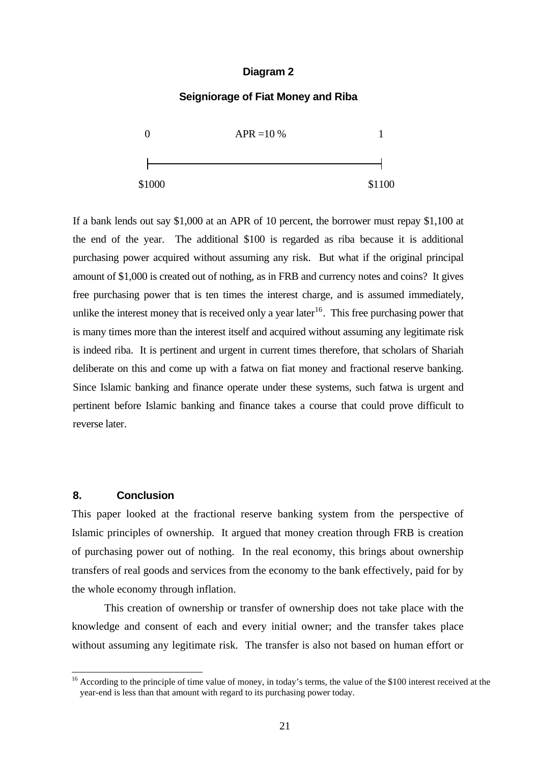**Diagram 2**

**Seigniorage of Fiat Money and Riba**

```
0                    APR =10 %                    1
|-------------------------------------------------|
$1000                                         $1100
```

If a bank lends out say \$1,000 at an APR of 10 percent, the borrower must repay \$1,100 at the end of the year. The additional \$100 is regarded as riba because it is additional purchasing power acquired without assuming any risk. But what if the original principal amount of \$1,000 is created out of nothing, as in FRB and currency notes and coins? It gives free purchasing power that is ten times the interest charge, and is assumed immediately, unlike the interest money that is received only a year later[16]. This free purchasing power that is many times more than the interest itself and acquired without assuming any legitimate risk is indeed riba. It is pertinent and urgent in current times therefore, that scholars of Shariah deliberate on this and come up with a fatwa on fiat money and fractional reserve banking. Since Islamic banking and finance operate under these systems, such fatwa is urgent and pertinent before Islamic banking and finance takes a course that could prove difficult to reverse later.

## 8. Conclusion

This paper looked at the fractional reserve banking system from the perspective of Islamic principles of ownership. It argued that money creation through FRB is creation of purchasing power out of nothing. In the real economy, this brings about ownership transfers of real goods and services from the economy to the bank effectively, paid for by the whole economy through inflation.

This creation of ownership or transfer of ownership does not take place with the knowledge and consent of each and every initial owner; and the transfer takes place without assuming any legitimate risk. The transfer is also not based on human effort or

[16] According to the principle of time value of money, in today's terms, the value of the \$100 interest received at the year-end is less than that amount with regard to its purchasing power today.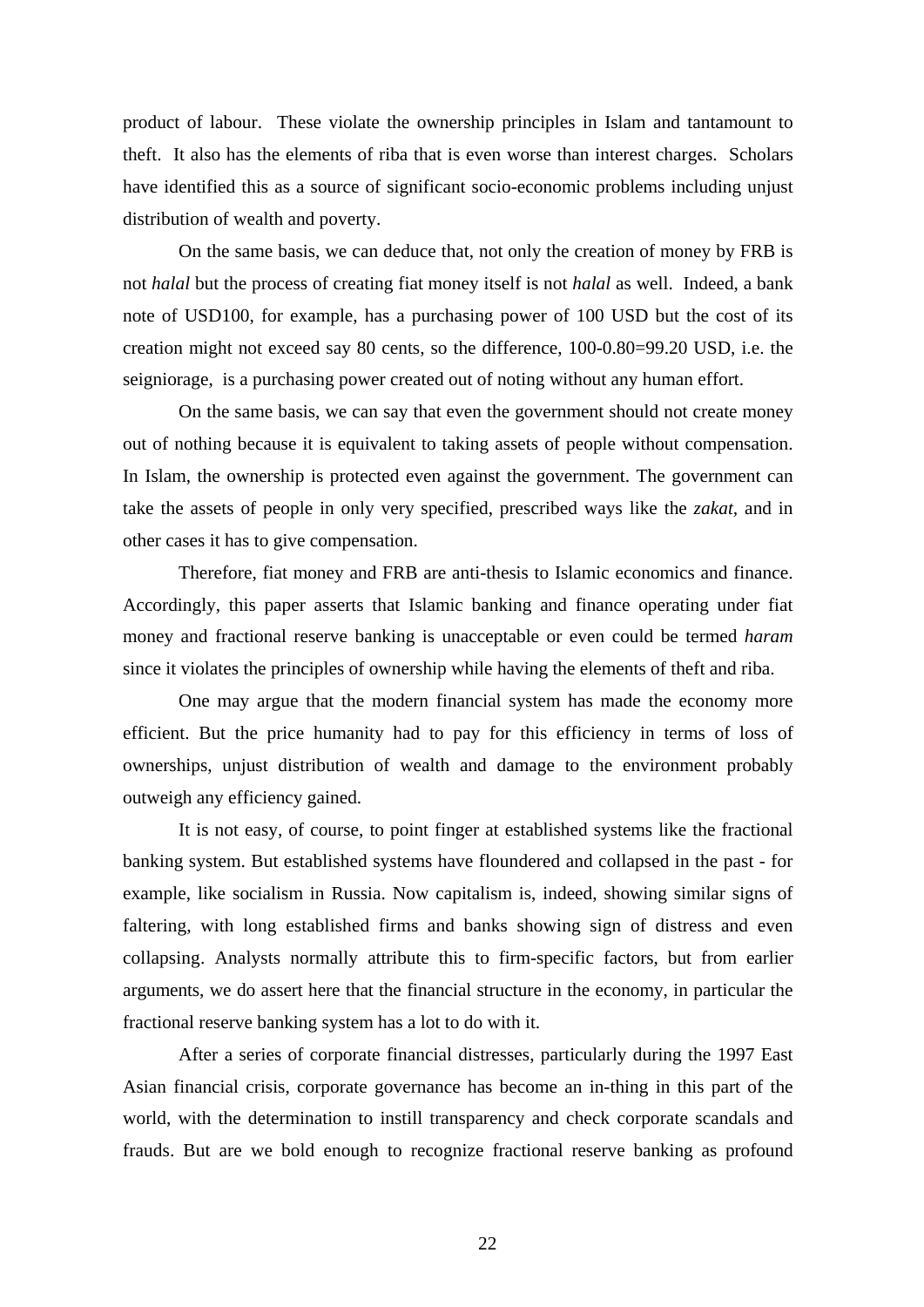product of labour. These violate the ownership principles in Islam and tantamount to theft. It also has the elements of riba that is even worse than interest charges. Scholars have identified this as a source of significant socio-economic problems including unjust distribution of wealth and poverty.

On the same basis, we can deduce that, not only the creation of money by FRB is not *halal* but the process of creating fiat money itself is not *halal* as well. Indeed, a bank note of USD100, for example, has a purchasing power of 100 USD but the cost of its creation might not exceed say 80 cents, so the difference, 100-0.80=99.20 USD, i.e. the seigniorage, is a purchasing power created out of noting without any human effort.

On the same basis, we can say that even the government should not create money out of nothing because it is equivalent to taking assets of people without compensation. In Islam, the ownership is protected even against the government. The government can take the assets of people in only very specified, prescribed ways like the *zakat*, and in other cases it has to give compensation.

Therefore, fiat money and FRB are anti-thesis to Islamic economics and finance. Accordingly, this paper asserts that Islamic banking and finance operating under fiat money and fractional reserve banking is unacceptable or even could be termed *haram* since it violates the principles of ownership while having the elements of theft and riba.

One may argue that the modern financial system has made the economy more efficient. But the price humanity had to pay for this efficiency in terms of loss of ownerships, unjust distribution of wealth and damage to the environment probably outweigh any efficiency gained.

It is not easy, of course, to point finger at established systems like the fractional banking system. But established systems have floundered and collapsed in the past - for example, like socialism in Russia. Now capitalism is, indeed, showing similar signs of faltering, with long established firms and banks showing sign of distress and even collapsing. Analysts normally attribute this to firm-specific factors, but from earlier arguments, we do assert here that the financial structure in the economy, in particular the fractional reserve banking system has a lot to do with it.

After a series of corporate financial distresses, particularly during the 1997 East Asian financial crisis, corporate governance has become an in-thing in this part of the world, with the determination to instill transparency and check corporate scandals and frauds. But are we bold enough to recognize fractional reserve banking as profound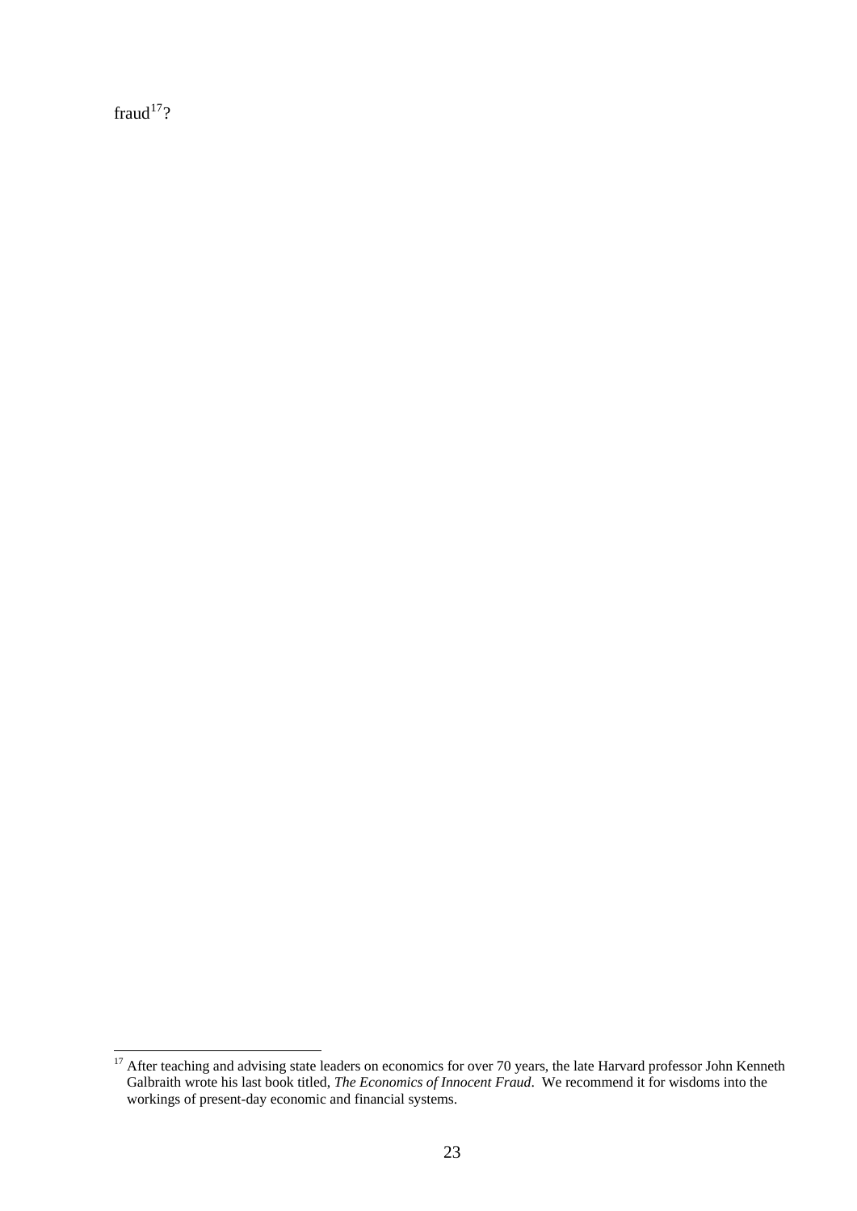fraud[17]?

[17] After teaching and advising state leaders on economics for over 70 years, the late Harvard professor John Kenneth Galbraith wrote his last book titled, *The Economics of Innocent Fraud*. We recommend it for wisdoms into the workings of present-day economic and financial systems.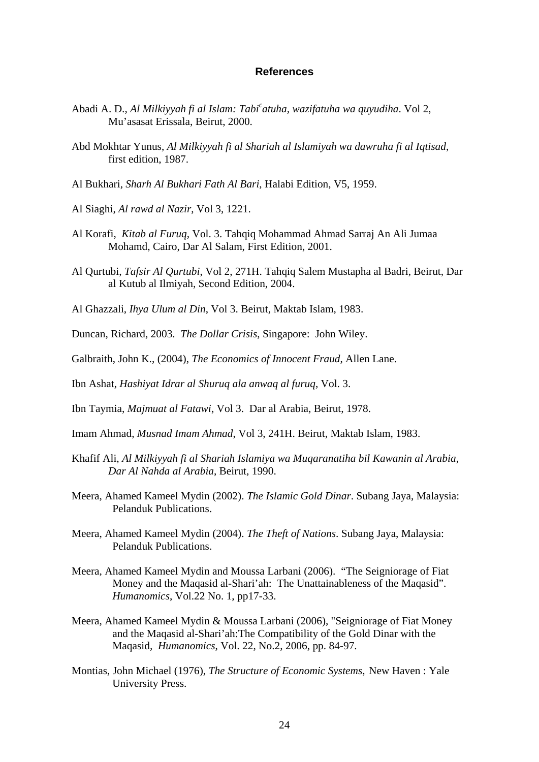## References

Abadi A. D., *Al Milkiyyah fi al Islam: Tabi^c^atuha, wazifatuha wa quyudiha*. Vol 2, Mu'asasat Erissala, Beirut, 2000.

Abd Mokhtar Yunus, *Al Milkiyyah fi al Shariah al Islamiyah wa dawruha fi al Iqtisad*, first edition, 1987.

Al Bukhari, *Sharh Al Bukhari Fath Al Bari*, Halabi Edition, V5, 1959.

Al Siaghi, *Al rawd al Nazir*, Vol 3, 1221.

Al Korafi, *Kitab al Furuq*, Vol. 3. Tahqiq Mohammad Ahmad Sarraj An Ali Jumaa Mohamd, Cairo, Dar Al Salam, First Edition, 2001.

Al Qurtubi, *Tafsir Al Qurtubi*, Vol 2, 271H. Tahqiq Salem Mustapha al Badri, Beirut, Dar al Kutub al Ilmiyah, Second Edition, 2004.

Al Ghazzali, *Ihya Ulum al Din*, Vol 3. Beirut, Maktab Islam, 1983.

Duncan, Richard, 2003. *The Dollar Crisis*, Singapore: John Wiley.

Galbraith, John K., (2004), *The Economics of Innocent Fraud*, Allen Lane.

Ibn Ashat, *Hashiyat Idrar al Shuruq ala anwaq al furuq*, Vol. 3.

Ibn Taymia, *Majmuat al Fatawi*, Vol 3. Dar al Arabia, Beirut, 1978.

Imam Ahmad, *Musnad Imam Ahmad*, Vol 3, 241H. Beirut, Maktab Islam, 1983.

Khafif Ali, *Al Milkiyyah fi al Shariah Islamiya wa Muqaranatiha bil Kawanin al Arabia*, *Dar Al Nahda al Arabia*, Beirut, 1990.

Meera, Ahamed Kameel Mydin (2002). *The Islamic Gold Dinar*. Subang Jaya, Malaysia: Pelanduk Publications.

Meera, Ahamed Kameel Mydin (2004). *The Theft of Nations*. Subang Jaya, Malaysia: Pelanduk Publications.

Meera, Ahamed Kameel Mydin and Moussa Larbani (2006). "The Seigniorage of Fiat Money and the Maqasid al-Shari'ah: The Unattainableness of the Maqasid". *Humanomics*, Vol.22 No. 1, pp17-33.

Meera, Ahamed Kameel Mydin & Moussa Larbani (2006), "Seigniorage of Fiat Money and the Maqasid al-Shari'ah:The Compatibility of the Gold Dinar with the Maqasid, *Humanomics*, Vol. 22, No.2, 2006, pp. 84-97.

Montias, John Michael (1976), *The Structure of Economic Systems*, New Haven : Yale University Press.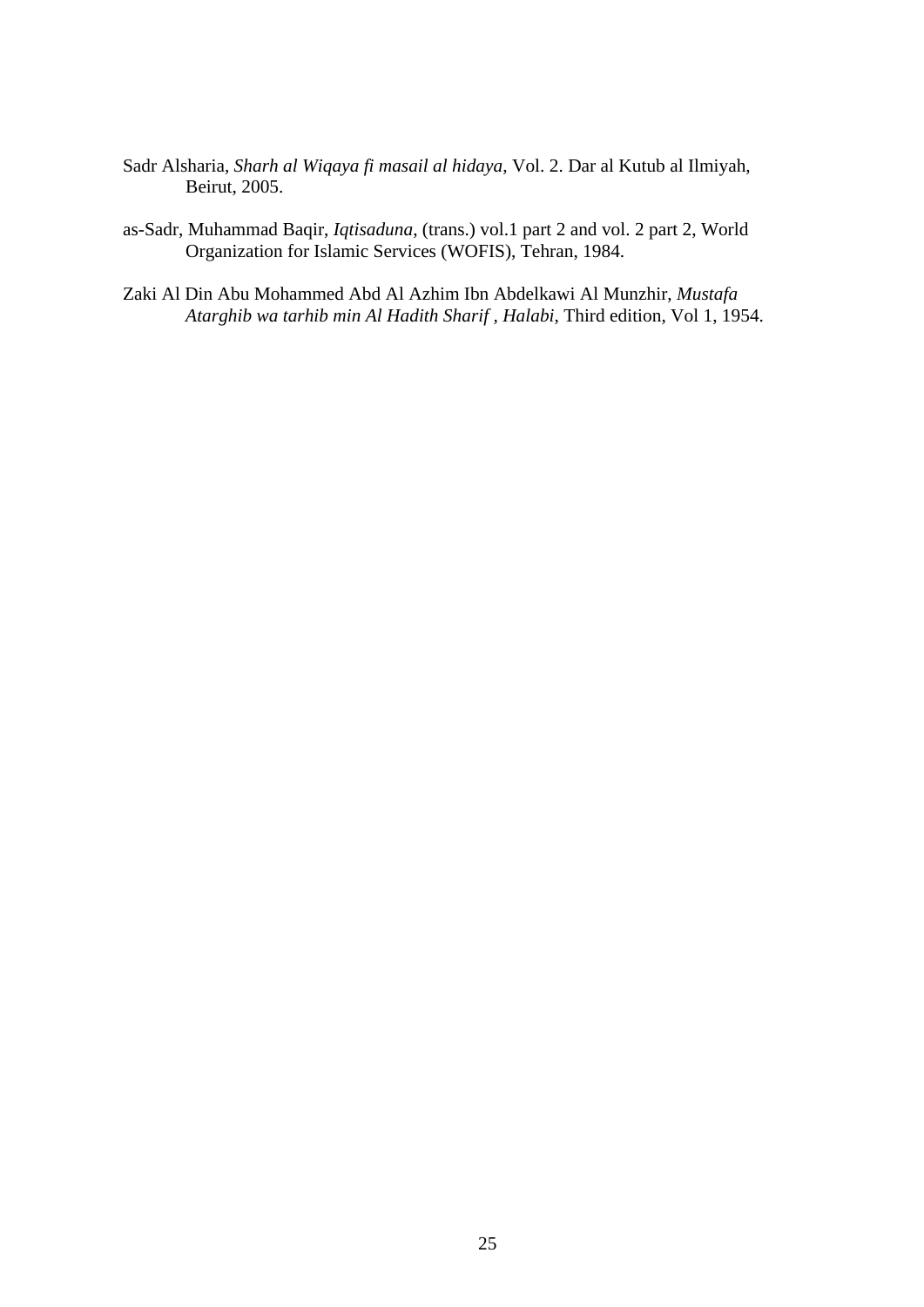Sadr Alsharia, *Sharh al Wiqaya fi masail al hidaya*, Vol. 2. Dar al Kutub al Ilmiyah, Beirut, 2005.

as-Sadr, Muhammad Baqir, *Iqtisaduna*, (trans.) vol.1 part 2 and vol. 2 part 2, World Organization for Islamic Services (WOFIS), Tehran, 1984.

Zaki Al Din Abu Mohammed Abd Al Azhim Ibn Abdelkawi Al Munzhir, *Mustafa Atarghib wa tarhib min Al Hadith Sharif , Halabi*, Third edition, Vol 1, 1954.